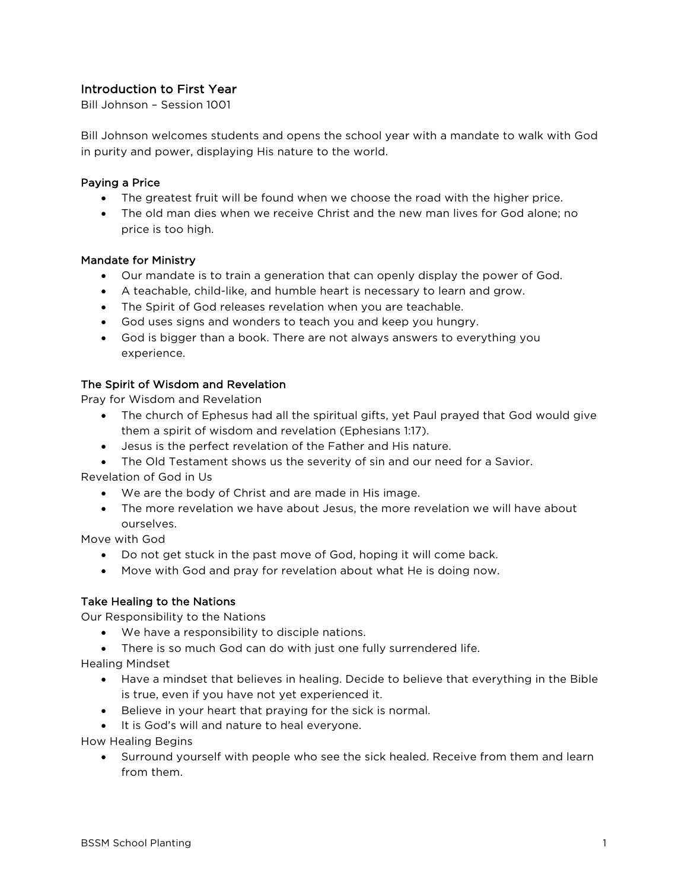# Introduction to First Year

Bill Johnson – Session 1001

Bill Johnson welcomes students and opens the school year with a mandate to walk with God in purity and power, displaying His nature to the world.

## Paying a Price

- The greatest fruit will be found when we choose the road with the higher price.
- The old man dies when we receive Christ and the new man lives for God alone; no price is too high.

## Mandate for Ministry

- Our mandate is to train a generation that can openly display the power of God.
- A teachable, child-like, and humble heart is necessary to learn and grow.
- The Spirit of God releases revelation when you are teachable.
- God uses signs and wonders to teach you and keep you hungry.
- God is bigger than a book. There are not always answers to everything you experience.

## The Spirit of Wisdom and Revelation

Pray for Wisdom and Revelation

- The church of Ephesus had all the spiritual gifts, yet Paul prayed that God would give them a spirit of wisdom and revelation (Ephesians 1:17).
- Jesus is the perfect revelation of the Father and His nature.
- The Old Testament shows us the severity of sin and our need for a Savior.

Revelation of God in Us

- We are the body of Christ and are made in His image.
- The more revelation we have about Jesus, the more revelation we will have about ourselves.

Move with God

- Do not get stuck in the past move of God, hoping it will come back.
- Move with God and pray for revelation about what He is doing now.

## Take Healing to the Nations

Our Responsibility to the Nations

- We have a responsibility to disciple nations.
- There is so much God can do with just one fully surrendered life.

Healing Mindset

- Have a mindset that believes in healing. Decide to believe that everything in the Bible is true, even if you have not yet experienced it.
- Believe in your heart that praying for the sick is normal.
- It is God's will and nature to heal everyone.

How Healing Begins

- Surround yourself with people who see the sick healed. Receive from them and learn from them.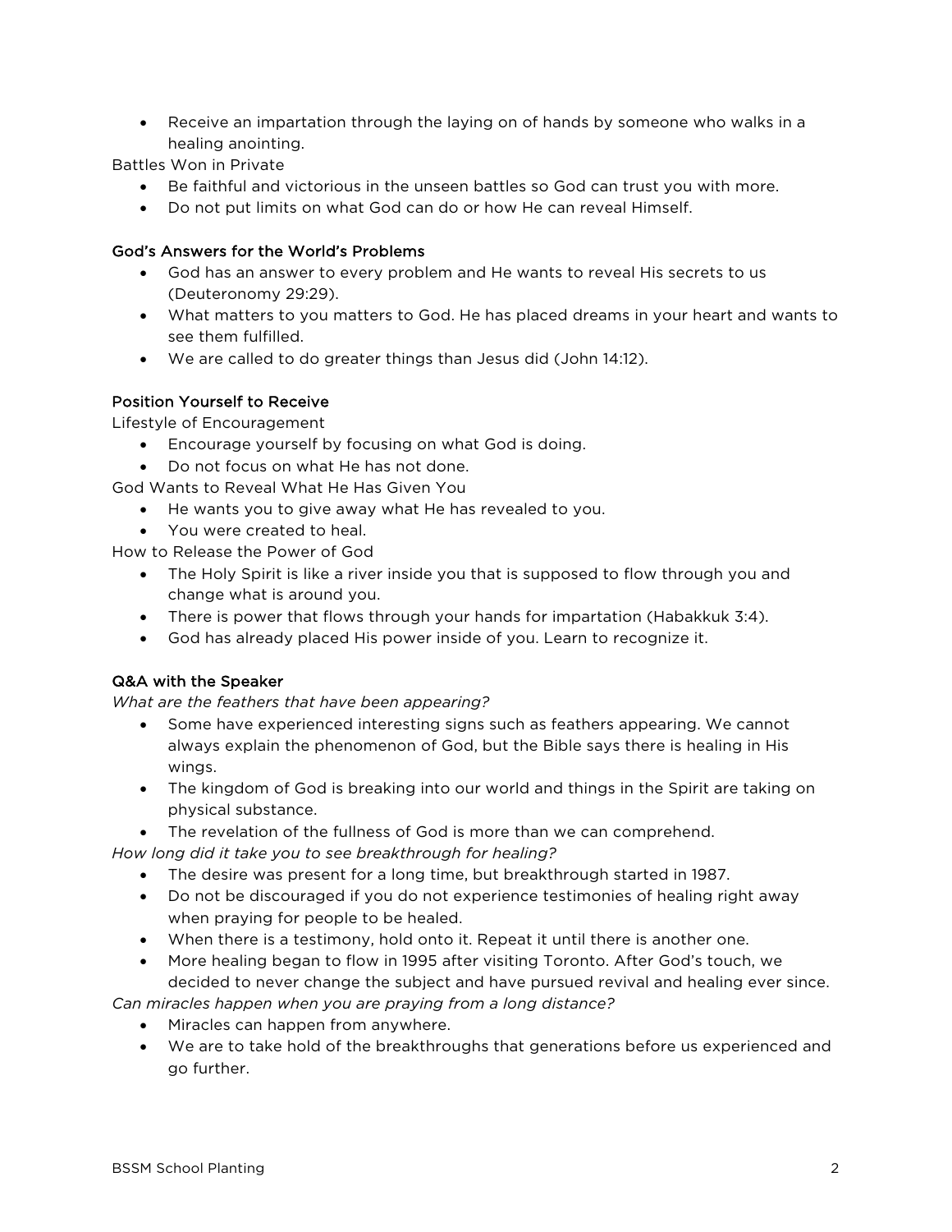- Receive an impartation through the laying on of hands by someone who walks in a healing anointing.

Battles Won in Private

- Be faithful and victorious in the unseen battles so God can trust you with more.
- Do not put limits on what God can do or how He can reveal Himself.

### God's Answers for the World's Problems

- God has an answer to every problem and He wants to reveal His secrets to us (Deuteronomy 29:29).
- What matters to you matters to God. He has placed dreams in your heart and wants to see them fulfilled.
- We are called to do greater things than Jesus did (John 14:12).

### Position Yourself to Receive

Lifestyle of Encouragement

- Encourage yourself by focusing on what God is doing.
- Do not focus on what He has not done.

God Wants to Reveal What He Has Given You

- He wants you to give away what He has revealed to you.
- You were created to heal.

How to Release the Power of God

- The Holy Spirit is like a river inside you that is supposed to flow through you and change what is around you.
- There is power that flows through your hands for impartation (Habakkuk 3:4).
- God has already placed His power inside of you. Learn to recognize it.

### Q&A with the Speaker

*What are the feathers that have been appearing?*

- Some have experienced interesting signs such as feathers appearing. We cannot always explain the phenomenon of God, but the Bible says there is healing in His wings.
- The kingdom of God is breaking into our world and things in the Spirit are taking on physical substance.
- The revelation of the fullness of God is more than we can comprehend.

*How long did it take you to see breakthrough for healing?*

- The desire was present for a long time, but breakthrough started in 1987.
- Do not be discouraged if you do not experience testimonies of healing right away when praying for people to be healed.
- When there is a testimony, hold onto it. Repeat it until there is another one.
- More healing began to flow in 1995 after visiting Toronto. After God's touch, we decided to never change the subject and have pursued revival and healing ever since.

*Can miracles happen when you are praying from a long distance?*

- Miracles can happen from anywhere.
- We are to take hold of the breakthroughs that generations before us experienced and go further.